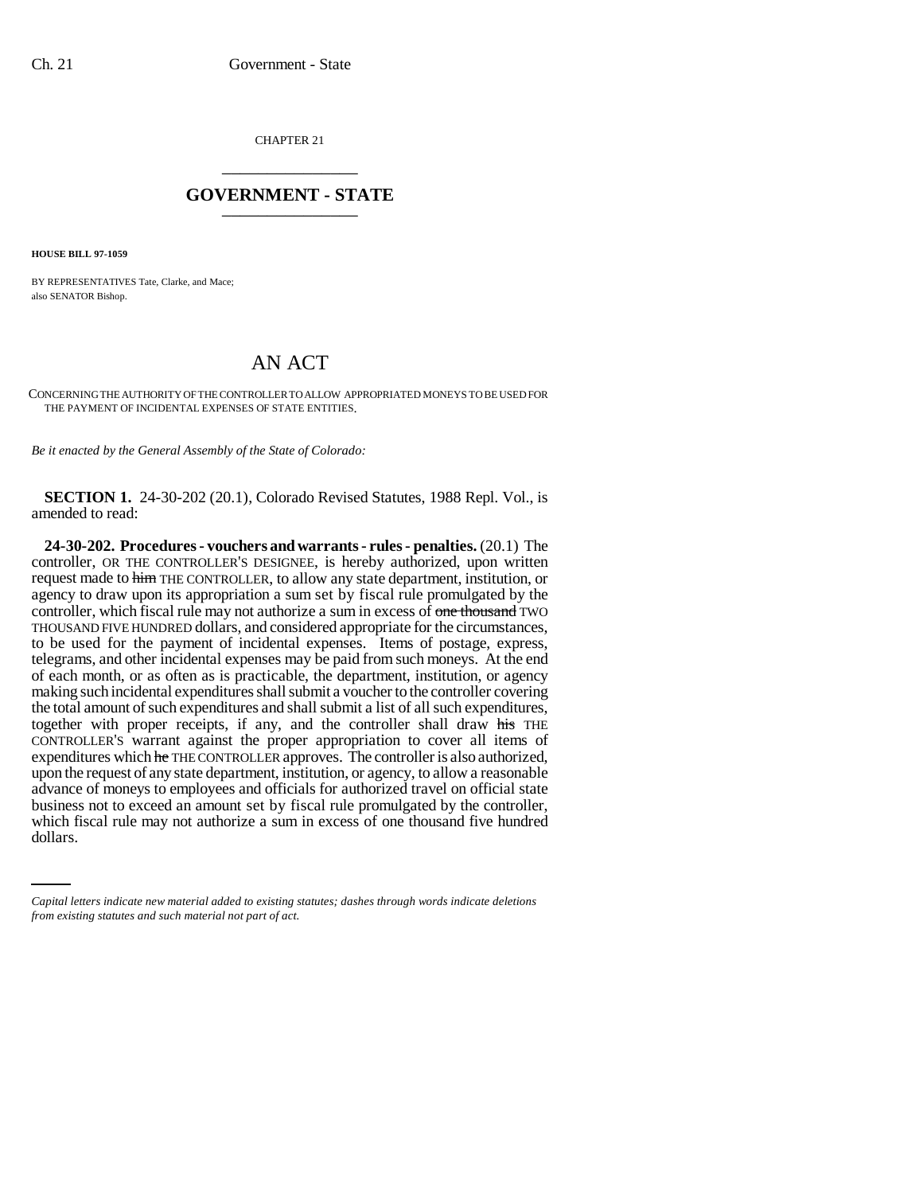CHAPTER 21

## GOVERNMENT - STATE

**HOUSE BILL 97-1059**

BY REPRESENTATIVES Tate, Clarke, and Mace;
also SENATOR Bishop.

# AN ACT

CONCERNING THE AUTHORITY OF THE CONTROLLER TO ALLOW APPROPRIATED MONEYS TO BE USED FOR THE PAYMENT OF INCIDENTAL EXPENSES OF STATE ENTITIES.

*Be it enacted by the General Assembly of the State of Colorado:*

**SECTION 1.** 24-30-202 (20.1), Colorado Revised Statutes, 1988 Repl. Vol., is amended to read:

**24-30-202. Procedures - vouchers and warrants - rules - penalties.** (20.1) The controller, OR THE CONTROLLER'S DESIGNEE, is hereby authorized, upon written request made to ~~him~~ THE CONTROLLER, to allow any state department, institution, or agency to draw upon its appropriation a sum set by fiscal rule promulgated by the controller, which fiscal rule may not authorize a sum in excess of ~~one thousand~~ TWO THOUSAND FIVE HUNDRED dollars, and considered appropriate for the circumstances, to be used for the payment of incidental expenses. Items of postage, express, telegrams, and other incidental expenses may be paid from such moneys. At the end of each month, or as often as is practicable, the department, institution, or agency making such incidental expenditures shall submit a voucher to the controller covering the total amount of such expenditures and shall submit a list of all such expenditures, together with proper receipts, if any, and the controller shall draw ~~his~~ THE CONTROLLER'S warrant against the proper appropriation to cover all items of expenditures which ~~he~~ THE CONTROLLER approves. The controller is also authorized, upon the request of any state department, institution, or agency, to allow a reasonable advance of moneys to employees and officials for authorized travel on official state business not to exceed an amount set by fiscal rule promulgated by the controller, which fiscal rule may not authorize a sum in excess of one thousand five hundred dollars.

*Capital letters indicate new material added to existing statutes; dashes through words indicate deletions from existing statutes and such material not part of act.*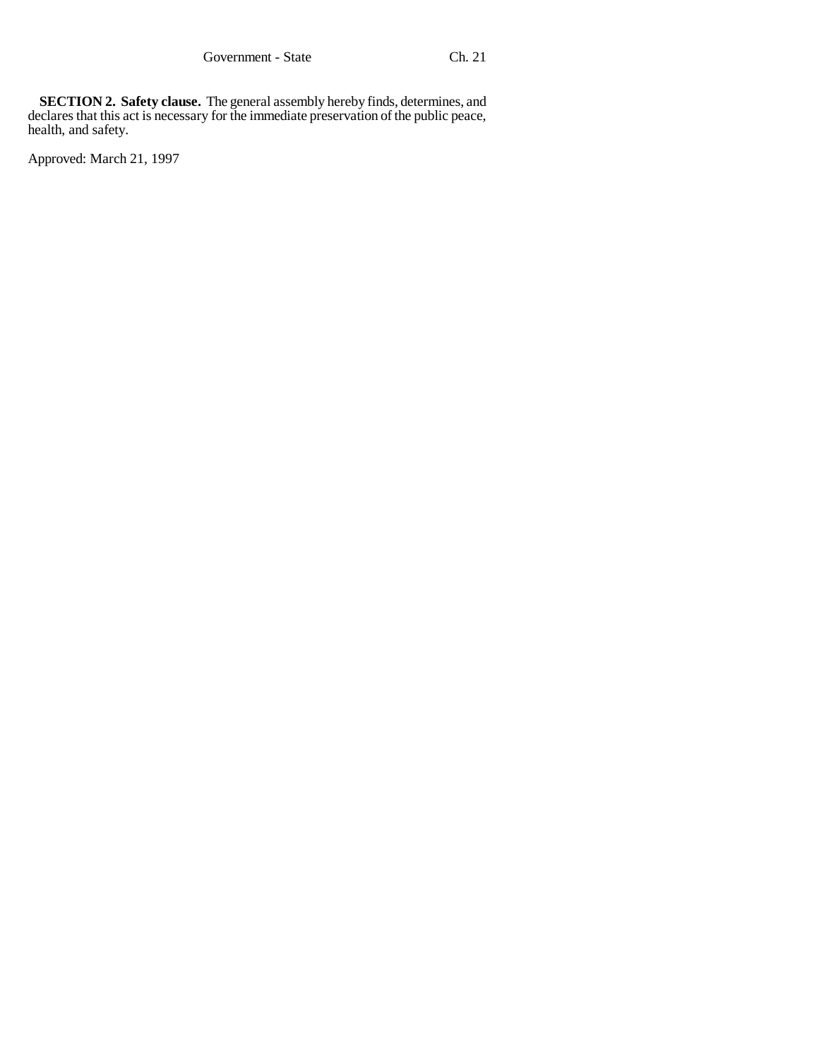**SECTION 2. Safety clause.** The general assembly hereby finds, determines, and declares that this act is necessary for the immediate preservation of the public peace, health, and safety.

Approved: March 21, 1997